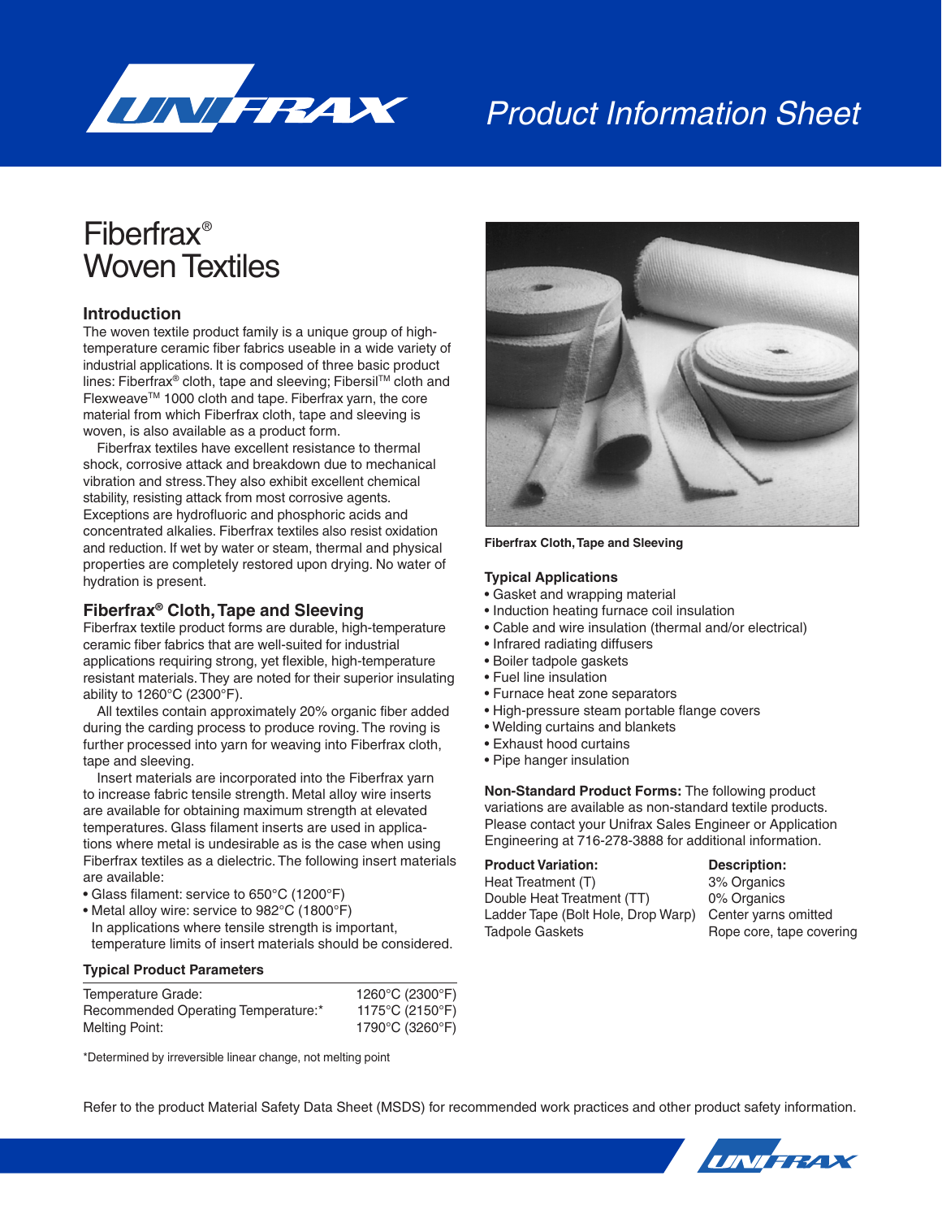# Fiberfrax® Woven Textiles

## Introduction

The woven textile product family is a unique group of high-temperature ceramic fiber fabrics useable in a wide variety of industrial applications. It is composed of three basic product lines: Fiberfrax® cloth, tape and sleeving; Fibersil™ cloth and Flexweave™ 1000 cloth and tape. Fiberfrax yarn, the core material from which Fiberfrax cloth, tape and sleeving is woven, is also available as a product form.

Fiberfrax textiles have excellent resistance to thermal shock, corrosive attack and breakdown due to mechanical vibration and stress. They also exhibit excellent chemical stability, resisting attack from most corrosive agents. Exceptions are hydrofluoric and phosphoric acids and concentrated alkalies. Fiberfrax textiles also resist oxidation and reduction. If wet by water or steam, thermal and physical properties are completely restored upon drying. No water of hydration is present.

## Fiberfrax® Cloth, Tape and Sleeving

Fiberfrax textile product forms are durable, high-temperature ceramic fiber fabrics that are well-suited for industrial applications requiring strong, yet flexible, high-temperature resistant materials. They are noted for their superior insulating ability to 1260°C (2300°F).

All textiles contain approximately 20% organic fiber added during the carding process to produce roving. The roving is further processed into yarn for weaving into Fiberfrax cloth, tape and sleeving.

Insert materials are incorporated into the Fiberfrax yarn to increase fabric tensile strength. Metal alloy wire inserts are available for obtaining maximum strength at elevated temperatures. Glass filament inserts are used in applications where metal is undesirable as is the case when using Fiberfrax textiles as a dielectric. The following insert materials are available:

- Glass filament: service to 650°C (1200°F)
- Metal alloy wire: service to 982°C (1800°F)

  In applications where tensile strength is important, temperature limits of insert materials should be considered.

**Typical Product Parameters**

| | |
|---|---|
| Temperature Grade: | 1260°C (2300°F) |
| Recommended Operating Temperature:* | 1175°C (2150°F) |
| Melting Point: | 1790°C (3260°F) |

*Determined by irreversible linear change, not melting point

**Fiberfrax Cloth, Tape and Sleeving**

**Typical Applications**

- Gasket and wrapping material
- Induction heating furnace coil insulation
- Cable and wire insulation (thermal and/or electrical)
- Infrared radiating diffusers
- Boiler tadpole gaskets
- Fuel line insulation
- Furnace heat zone separators
- High-pressure steam portable flange covers
- Welding curtains and blankets
- Exhaust hood curtains
- Pipe hanger insulation

**Non-Standard Product Forms:** The following product variations are available as non-standard textile products. Please contact your Unifrax Sales Engineer or Application Engineering at 716-278-3888 for additional information.

| Product Variation: | Description: |
|---|---|
| Heat Treatment (T) | 3% Organics |
| Double Heat Treatment (TT) | 0% Organics |
| Ladder Tape (Bolt Hole, Drop Warp) | Center yarns omitted |
| Tadpole Gaskets | Rope core, tape covering |

Refer to the product Material Safety Data Sheet (MSDS) for recommended work practices and other product safety information.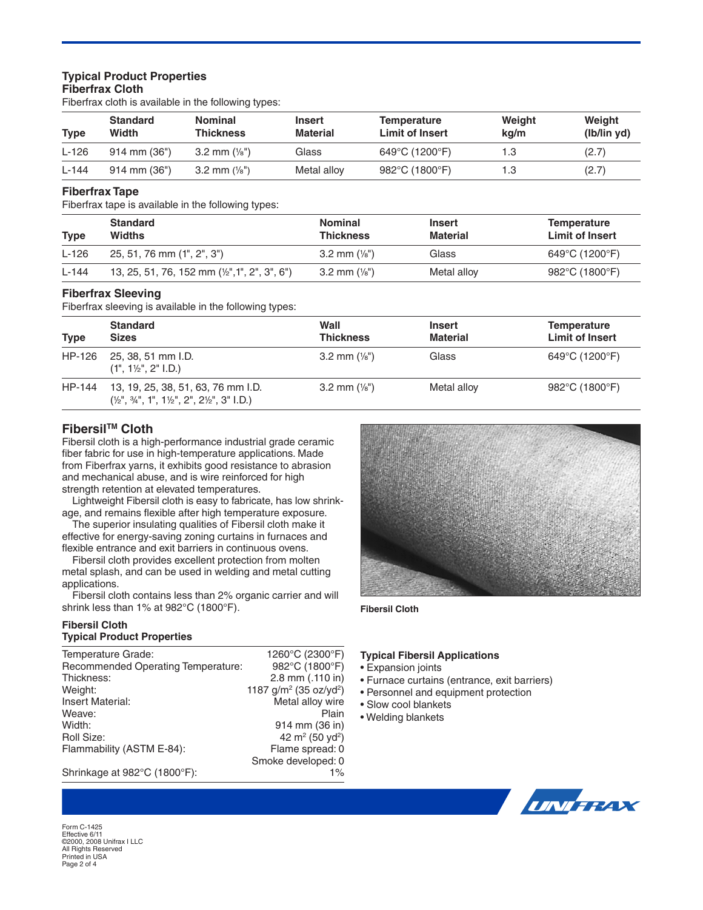## Typical Product Properties

### Fiberfrax Cloth

Fiberfrax cloth is available in the following types:

| Type | Standard Width | Nominal Thickness | Insert Material | Temperature Limit of Insert | Weight kg/m | Weight (lb/lin yd) |
|---|---|---|---|---|---|---|
| L-126 | 914 mm (36") | 3.2 mm (⅛") | Glass | 649°C (1200°F) | 1.3 | (2.7) |
| L-144 | 914 mm (36") | 3.2 mm (⅛") | Metal alloy | 982°C (1800°F) | 1.3 | (2.7) |

### Fiberfrax Tape

Fiberfrax tape is available in the following types:

| Type | Standard Widths | Nominal Thickness | Insert Material | Temperature Limit of Insert |
|---|---|---|---|---|
| L-126 | 25, 51, 76 mm (1", 2", 3") | 3.2 mm (⅛") | Glass | 649°C (1200°F) |
| L-144 | 13, 25, 51, 76, 152 mm (½",1", 2", 3", 6") | 3.2 mm (⅛") | Metal alloy | 982°C (1800°F) |

### Fiberfrax Sleeving

Fiberfrax sleeving is available in the following types:

| Type | Standard Sizes | Wall Thickness | Insert Material | Temperature Limit of Insert |
|---|---|---|---|---|
| HP-126 | 25, 38, 51 mm I.D. (1", 1½", 2" I.D.) | 3.2 mm (⅛") | Glass | 649°C (1200°F) |
| HP-144 | 13, 19, 25, 38, 51, 63, 76 mm I.D. (½", ¾", 1", 1½", 2", 2½", 3" I.D.) | 3.2 mm (⅛") | Metal alloy | 982°C (1800°F) |

## Fibersil™ Cloth

Fibersil cloth is a high-performance industrial grade ceramic fiber fabric for use in high-temperature applications. Made from Fiberfrax yarns, it exhibits good resistance to abrasion and mechanical abuse, and is wire reinforced for high strength retention at elevated temperatures.

Lightweight Fibersil cloth is easy to fabricate, has low shrinkage, and remains flexible after high temperature exposure.

The superior insulating qualities of Fibersil cloth make it effective for energy-saving zoning curtains in furnaces and flexible entrance and exit barriers in continuous ovens.

Fibersil cloth provides excellent protection from molten metal splash, and can be used in welding and metal cutting applications.

Fibersil cloth contains less than 2% organic carrier and will shrink less than 1% at 982°C (1800°F).

Fibersil Cloth

### Fibersil Cloth Typical Product Properties

| Property | Value |
|---|---|
| Temperature Grade: | 1260°C (2300°F) |
| Recommended Operating Temperature: | 982°C (1800°F) |
| Thickness: | 2.8 mm (.110 in) |
| Weight: | 1187 g/m² (35 oz/yd²) |
| Insert Material: | Metal alloy wire |
| Weave: | Plain |
| Width: | 914 mm (36 in) |
| Roll Size: | 42 m² (50 yd²) |
| Flammability (ASTM E-84): | Flame spread: 0<br>Smoke developed: 0 |
| Shrinkage at 982°C (1800°F): | 1% |

### Typical Fibersil Applications

- Expansion joints
- Furnace curtains (entrance, exit barriers)
- Personnel and equipment protection
- Slow cool blankets
- Welding blankets

Form C-1425
Effective 6/11
©2000, 2008 Unifrax I LLC
All Rights Reserved
Printed in USA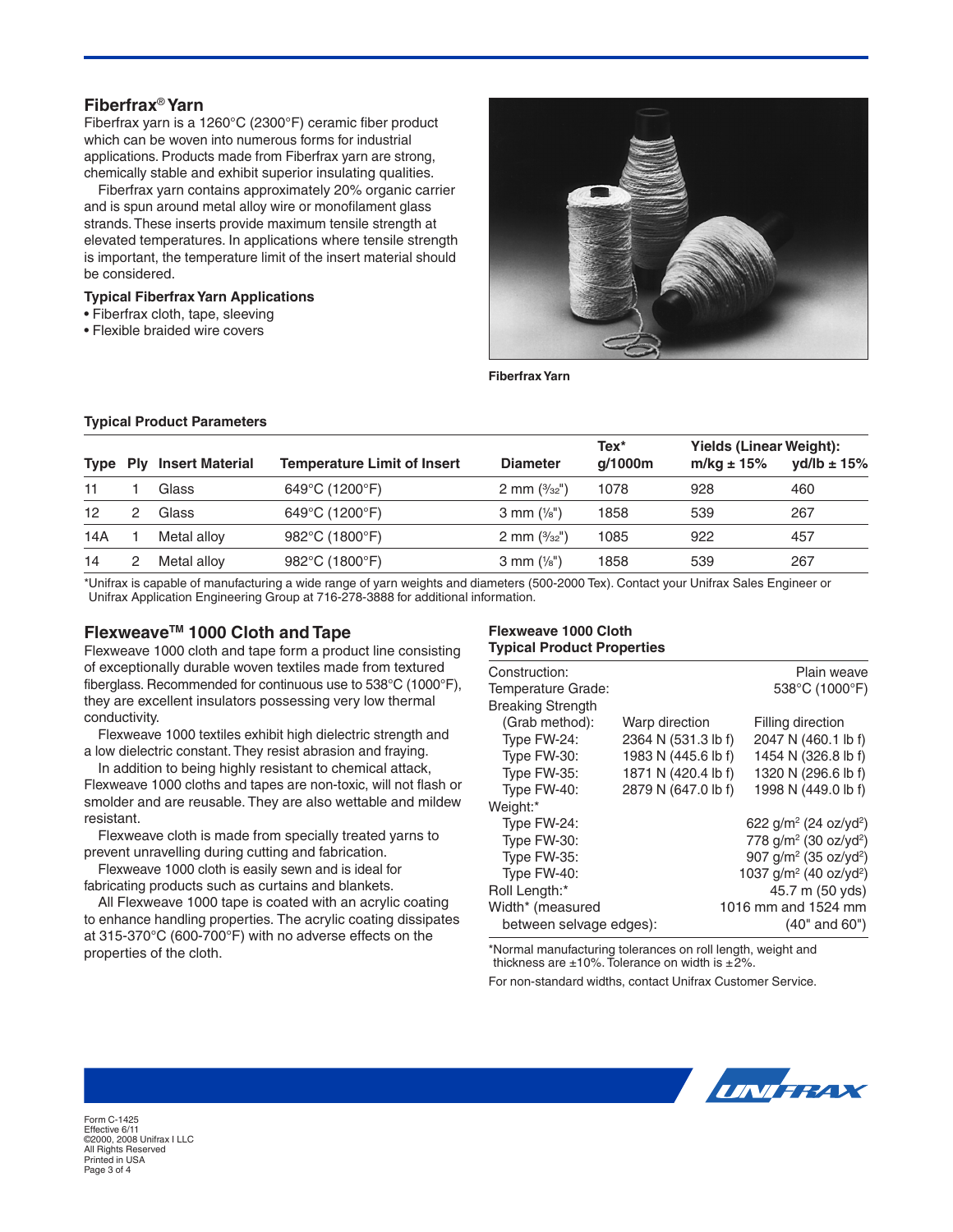## Fiberfrax® Yarn

Fiberfrax yarn is a 1260°C (2300°F) ceramic fiber product which can be woven into numerous forms for industrial applications. Products made from Fiberfrax yarn are strong, chemically stable and exhibit superior insulating qualities.

Fiberfrax yarn contains approximately 20% organic carrier and is spun around metal alloy wire or monofilament glass strands. These inserts provide maximum tensile strength at elevated temperatures. In applications where tensile strength is important, the temperature limit of the insert material should be considered.

### Typical Fiberfrax Yarn Applications

- Fiberfrax cloth, tape, sleeving
- Flexible braided wire covers

Fiberfrax Yarn

### Typical Product Parameters

| Type | Ply | Insert Material | Temperature Limit of Insert | Diameter | Tex* g/1000m | Yields (Linear Weight): m/kg ± 15% | yd/lb ± 15% |
|---|---|---|---|---|---|---|---|
| 11 | 1 | Glass | 649°C (1200°F) | 2 mm (3/32") | 1078 | 928 | 460 |
| 12 | 2 | Glass | 649°C (1200°F) | 3 mm (1/8") | 1858 | 539 | 267 |
| 14A | 1 | Metal alloy | 982°C (1800°F) | 2 mm (3/32") | 1085 | 922 | 457 |
| 14 | 2 | Metal alloy | 982°C (1800°F) | 3 mm (1/8") | 1858 | 539 | 267 |

*Unifrax is capable of manufacturing a wide range of yarn weights and diameters (500-2000 Tex). Contact your Unifrax Sales Engineer or Unifrax Application Engineering Group at 716-278-3888 for additional information.

## Flexweave™ 1000 Cloth and Tape

Flexweave 1000 cloth and tape form a product line consisting of exceptionally durable woven textiles made from textured fiberglass. Recommended for continuous use to 538°C (1000°F), they are excellent insulators possessing very low thermal conductivity.

Flexweave 1000 textiles exhibit high dielectric strength and a low dielectric constant. They resist abrasion and fraying.

In addition to being highly resistant to chemical attack, Flexweave 1000 cloths and tapes are non-toxic, will not flash or smolder and are reusable. They are also wettable and mildew resistant.

Flexweave cloth is made from specially treated yarns to prevent unravelling during cutting and fabrication.

Flexweave 1000 cloth is easily sewn and is ideal for fabricating products such as curtains and blankets.

All Flexweave 1000 tape is coated with an acrylic coating to enhance handling properties. The acrylic coating dissipates at 315-370°C (600-700°F) with no adverse effects on the properties of the cloth.

### Flexweave 1000 Cloth Typical Product Properties

| | | |
|---|---|---|
| Construction: | | Plain weave |
| Temperature Grade: | | 538°C (1000°F) |
| Breaking Strength (Grab method): | Warp direction | Filling direction |
| Type FW-24: | 2364 N (531.3 lb f) | 2047 N (460.1 lb f) |
| Type FW-30: | 1983 N (445.6 lb f) | 1454 N (326.8 lb f) |
| Type FW-35: | 1871 N (420.4 lb f) | 1320 N (296.6 lb f) |
| Type FW-40: | 2879 N (647.0 lb f) | 1998 N (449.0 lb f) |
| Weight:* | | |
| Type FW-24: | | 622 g/m² (24 oz/yd²) |
| Type FW-30: | | 778 g/m² (30 oz/yd²) |
| Type FW-35: | | 907 g/m² (35 oz/yd²) |
| Type FW-40: | | 1037 g/m² (40 oz/yd²) |
| Roll Length:* | | 45.7 m (50 yds) |
| Width* (measured between selvage edges): | | 1016 mm and 1524 mm (40" and 60") |

*Normal manufacturing tolerances on roll length, weight and thickness are ±10%. Tolerance on width is ±2%.

For non-standard widths, contact Unifrax Customer Service.

Form C-1425
Effective 6/11
©2000, 2008 Unifrax I LLC
All Rights Reserved
Printed in USA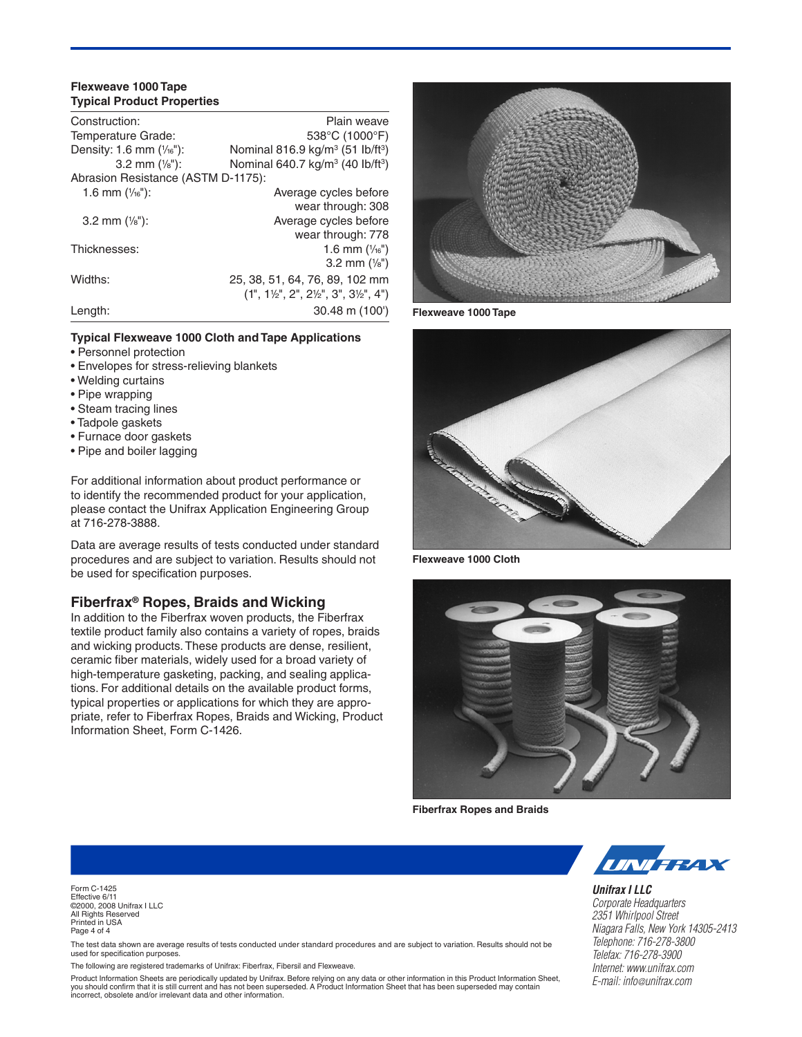**Flexweave 1000 Tape**
**Typical Product Properties**

| | |
|---|---|
| Construction: | Plain weave |
| Temperature Grade: | 538°C (1000°F) |
| Density: 1.6 mm (1/16"): | Nominal 816.9 kg/m³ (51 lb/ft³) |
| 3.2 mm (1/8"): | Nominal 640.7 kg/m³ (40 lb/ft³) |
| Abrasion Resistance (ASTM D-1175): | |
| 1.6 mm (1/16"): | Average cycles before wear through: 308 |
| 3.2 mm (1/8"): | Average cycles before wear through: 778 |
| Thicknesses: | 1.6 mm (1/16") 3.2 mm (1/8") |
| Widths: | 25, 38, 51, 64, 76, 89, 102 mm (1", 1½", 2", 2½", 3", 3½", 4") |
| Length: | 30.48 m (100') |

**Typical Flexweave 1000 Cloth and Tape Applications**

- Personnel protection
- Envelopes for stress-relieving blankets
- Welding curtains
- Pipe wrapping
- Steam tracing lines
- Tadpole gaskets
- Furnace door gaskets
- Pipe and boiler lagging

For additional information about product performance or to identify the recommended product for your application, please contact the Unifrax Application Engineering Group at 716-278-3888.

Data are average results of tests conducted under standard procedures and are subject to variation. Results should not be used for specification purposes.

## Fiberfrax® Ropes, Braids and Wicking

In addition to the Fiberfrax woven products, the Fiberfrax textile product family also contains a variety of ropes, braids and wicking products. These products are dense, resilient, ceramic fiber materials, widely used for a broad variety of high-temperature gasketing, packing, and sealing applications. For additional details on the available product forms, typical properties or applications for which they are appropriate, refer to Fiberfrax Ropes, Braids and Wicking, Product Information Sheet, Form C-1426.

**Flexweave 1000 Tape**

**Flexweave 1000 Cloth**

**Fiberfrax Ropes and Braids**

Form C-1425
Effective 6/11
©2000, 2008 Unifrax I LLC
All Rights Reserved
Printed in USA

The test data shown are average results of tests conducted under standard procedures and are subject to variation. Results should not be used for specification purposes.

The following are registered trademarks of Unifrax: Fiberfrax, Fibersil and Flexweave.

Product Information Sheets are periodically updated by Unifrax. Before relying on any data or other information in this Product Information Sheet, you should confirm that it is still current and has not been superseded. A Product Information Sheet that has been superseded may contain incorrect, obsolete and/or irrelevant data and other information.

UNIFRAX

***Unifrax I LLC***
*Corporate Headquarters*
*2351 Whirlpool Street*
*Niagara Falls, New York 14305-2413*
*Telephone: 716-278-3800*
*Telefax: 716-278-3900*
*Internet: www.unifrax.com*
*E-mail: info@unifrax.com*